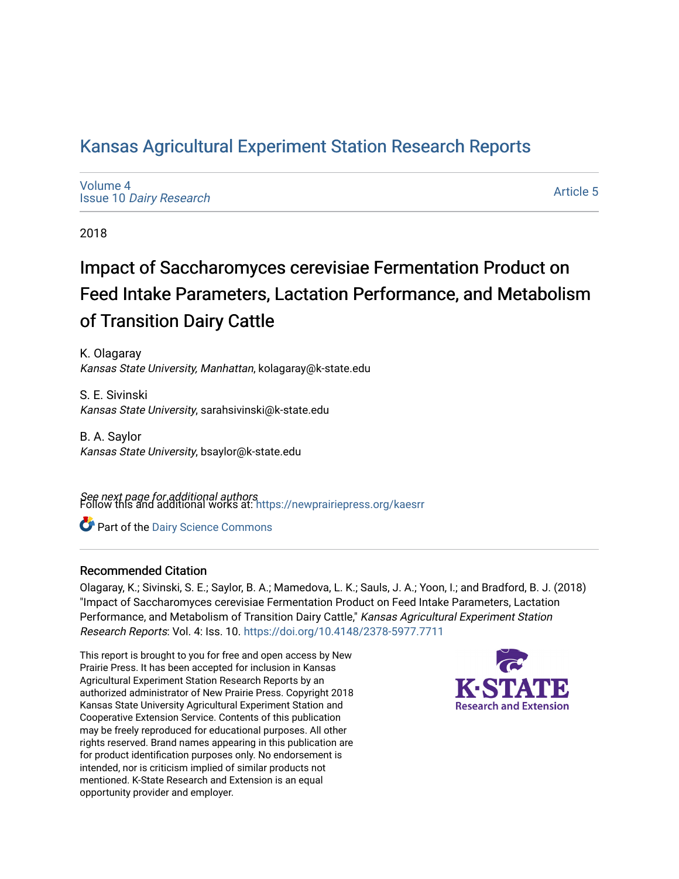# Kansas Agricultural Experiment Station Research Reports

Volume 4
Issue 10 *Dairy Research*

Article 5

2018

## Impact of Saccharomyces cerevisiae Fermentation Product on Feed Intake Parameters, Lactation Performance, and Metabolism of Transition Dairy Cattle

K. Olagaray
*Kansas State University, Manhattan*, kolagaray@k-state.edu

S. E. Sivinski
*Kansas State University*, sarahsivinski@k-state.edu

B. A. Saylor
*Kansas State University*, bsaylor@k-state.edu

*See next page for additional authors*

Follow this and additional works at: https://newprairiepress.org/kaesrr

Part of the Dairy Science Commons

### Recommended Citation

Olagaray, K.; Sivinski, S. E.; Saylor, B. A.; Mamedova, L. K.; Sauls, J. A.; Yoon, I.; and Bradford, B. J. (2018) "Impact of Saccharomyces cerevisiae Fermentation Product on Feed Intake Parameters, Lactation Performance, and Metabolism of Transition Dairy Cattle," *Kansas Agricultural Experiment Station Research Reports*: Vol. 4: Iss. 10. https://doi.org/10.4148/2378-5977.7711

This report is brought to you for free and open access by New Prairie Press. It has been accepted for inclusion in Kansas Agricultural Experiment Station Research Reports by an authorized administrator of New Prairie Press. Copyright 2018 Kansas State University Agricultural Experiment Station and Cooperative Extension Service. Contents of this publication may be freely reproduced for educational purposes. All other rights reserved. Brand names appearing in this publication are for product identification purposes only. No endorsement is intended, nor is criticism implied of similar products not mentioned. K-State Research and Extension is an equal opportunity provider and employer.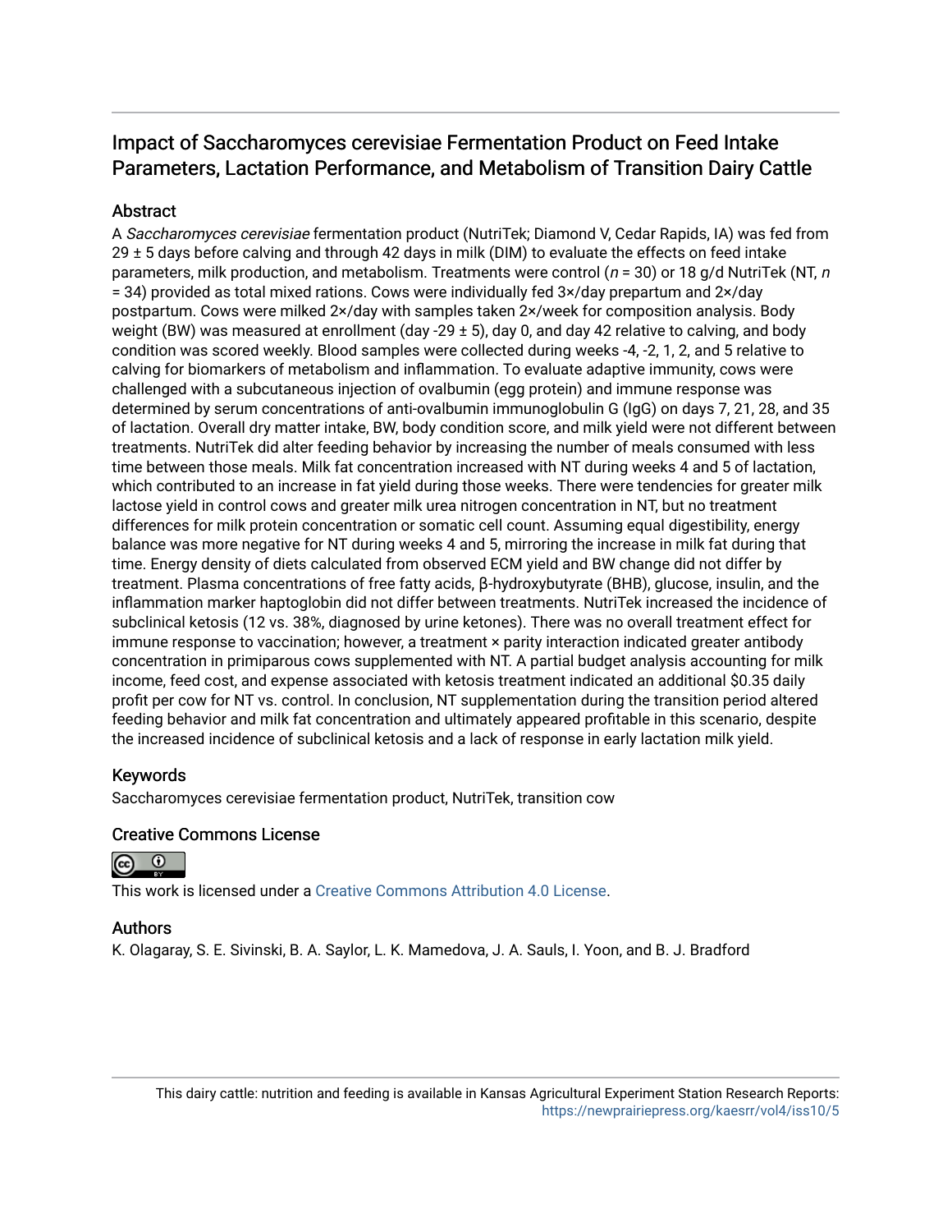# Impact of Saccharomyces cerevisiae Fermentation Product on Feed Intake Parameters, Lactation Performance, and Metabolism of Transition Dairy Cattle

## Abstract

A *Saccharomyces cerevisiae* fermentation product (NutriTek; Diamond V, Cedar Rapids, IA) was fed from 29 ± 5 days before calving and through 42 days in milk (DIM) to evaluate the effects on feed intake parameters, milk production, and metabolism. Treatments were control (*n* = 30) or 18 g/d NutriTek (NT, *n* = 34) provided as total mixed rations. Cows were individually fed 3×/day prepartum and 2×/day postpartum. Cows were milked 2×/day with samples taken 2×/week for composition analysis. Body weight (BW) was measured at enrollment (day -29 ± 5), day 0, and day 42 relative to calving, and body condition was scored weekly. Blood samples were collected during weeks -4, -2, 1, 2, and 5 relative to calving for biomarkers of metabolism and inflammation. To evaluate adaptive immunity, cows were challenged with a subcutaneous injection of ovalbumin (egg protein) and immune response was determined by serum concentrations of anti-ovalbumin immunoglobulin G (IgG) on days 7, 21, 28, and 35 of lactation. Overall dry matter intake, BW, body condition score, and milk yield were not different between treatments. NutriTek did alter feeding behavior by increasing the number of meals consumed with less time between those meals. Milk fat concentration increased with NT during weeks 4 and 5 of lactation, which contributed to an increase in fat yield during those weeks. There were tendencies for greater milk lactose yield in control cows and greater milk urea nitrogen concentration in NT, but no treatment differences for milk protein concentration or somatic cell count. Assuming equal digestibility, energy balance was more negative for NT during weeks 4 and 5, mirroring the increase in milk fat during that time. Energy density of diets calculated from observed ECM yield and BW change did not differ by treatment. Plasma concentrations of free fatty acids, β-hydroxybutyrate (BHB), glucose, insulin, and the inflammation marker haptoglobin did not differ between treatments. NutriTek increased the incidence of subclinical ketosis (12 vs. 38%, diagnosed by urine ketones). There was no overall treatment effect for immune response to vaccination; however, a treatment × parity interaction indicated greater antibody concentration in primiparous cows supplemented with NT. A partial budget analysis accounting for milk income, feed cost, and expense associated with ketosis treatment indicated an additional $0.35 daily profit per cow for NT vs. control. In conclusion, NT supplementation during the transition period altered feeding behavior and milk fat concentration and ultimately appeared profitable in this scenario, despite the increased incidence of subclinical ketosis and a lack of response in early lactation milk yield.

## Keywords

Saccharomyces cerevisiae fermentation product, NutriTek, transition cow

## Creative Commons License

This work is licensed under a Creative Commons Attribution 4.0 License.

## Authors

K. Olagaray, S. E. Sivinski, B. A. Saylor, L. K. Mamedova, J. A. Sauls, I. Yoon, and B. J. Bradford

This dairy cattle: nutrition and feeding is available in Kansas Agricultural Experiment Station Research Reports: https://newprairiepress.org/kaesrr/vol4/iss10/5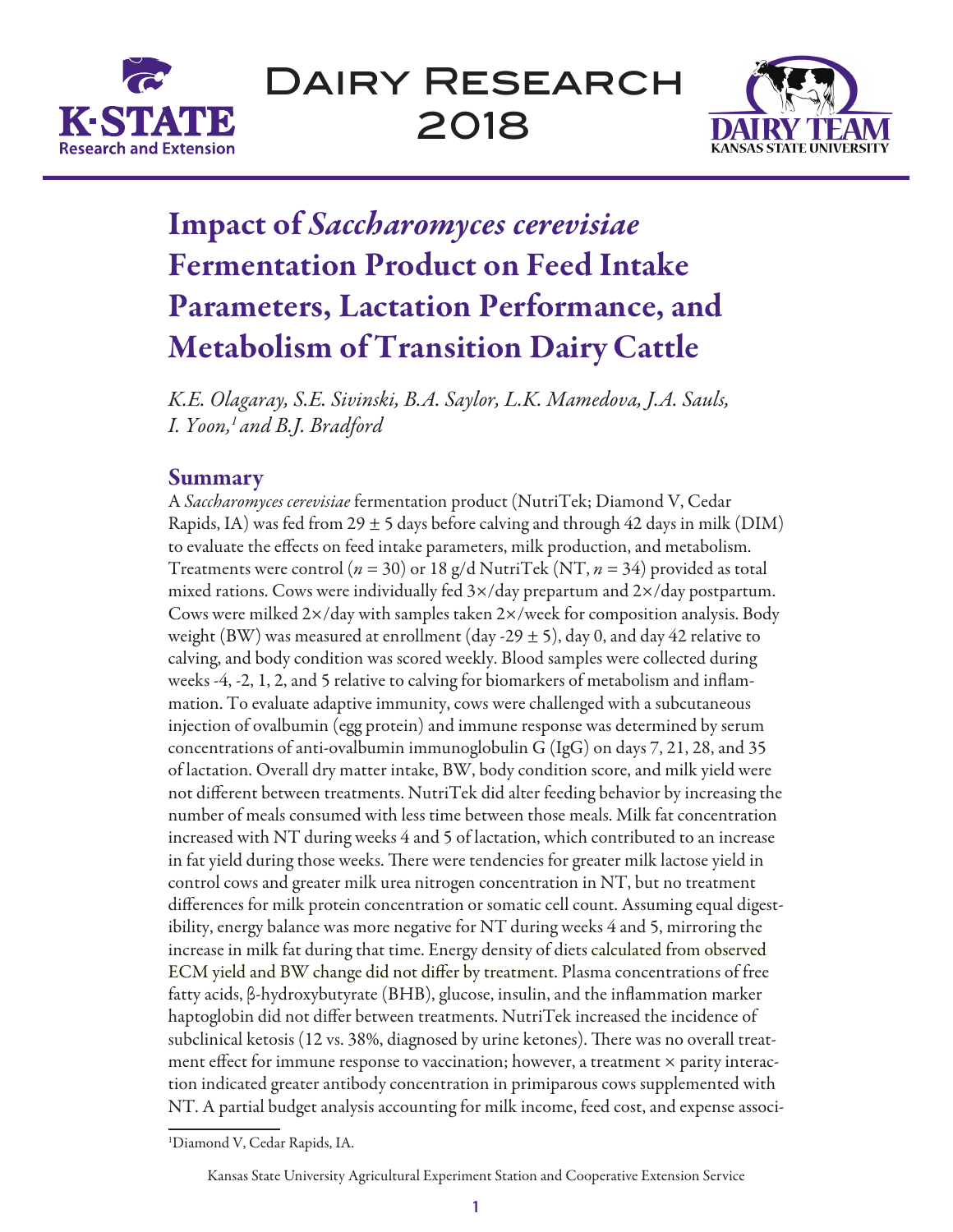# Impact of *Saccharomyces cerevisiae* Fermentation Product on Feed Intake Parameters, Lactation Performance, and Metabolism of Transition Dairy Cattle

*K.E. Olagaray, S.E. Sivinski, B.A. Saylor, L.K. Mamedova, J.A. Sauls, I. Yoon,[1] and B.J. Bradford*

## Summary

A *Saccharomyces cerevisiae* fermentation product (NutriTek; Diamond V, Cedar Rapids, IA) was fed from 29 ± 5 days before calving and through 42 days in milk (DIM) to evaluate the effects on feed intake parameters, milk production, and metabolism. Treatments were control ($n$ = 30) or 18 g/d NutriTek (NT, $n$ = 34) provided as total mixed rations. Cows were individually fed 3×/day prepartum and 2×/day postpartum. Cows were milked 2×/day with samples taken 2×/week for composition analysis. Body weight (BW) was measured at enrollment (day -29 ± 5), day 0, and day 42 relative to calving, and body condition was scored weekly. Blood samples were collected during weeks -4, -2, 1, 2, and 5 relative to calving for biomarkers of metabolism and inflammation. To evaluate adaptive immunity, cows were challenged with a subcutaneous injection of ovalbumin (egg protein) and immune response was determined by serum concentrations of anti-ovalbumin immunoglobulin G (IgG) on days 7, 21, 28, and 35 of lactation. Overall dry matter intake, BW, body condition score, and milk yield were not different between treatments. NutriTek did alter feeding behavior by increasing the number of meals consumed with less time between those meals. Milk fat concentration increased with NT during weeks 4 and 5 of lactation, which contributed to an increase in fat yield during those weeks. There were tendencies for greater milk lactose yield in control cows and greater milk urea nitrogen concentration in NT, but no treatment differences for milk protein concentration or somatic cell count. Assuming equal digestibility, energy balance was more negative for NT during weeks 4 and 5, mirroring the increase in milk fat during that time. Energy density of diets calculated from observed ECM yield and BW change did not differ by treatment. Plasma concentrations of free fatty acids, β-hydroxybutyrate (BHB), glucose, insulin, and the inflammation marker haptoglobin did not differ between treatments. NutriTek increased the incidence of subclinical ketosis (12 vs. 38%, diagnosed by urine ketones). There was no overall treatment effect for immune response to vaccination; however, a treatment × parity interaction indicated greater antibody concentration in primiparous cows supplemented with NT. A partial budget analysis accounting for milk income, feed cost, and expense associ-

[1]Diamond V, Cedar Rapids, IA.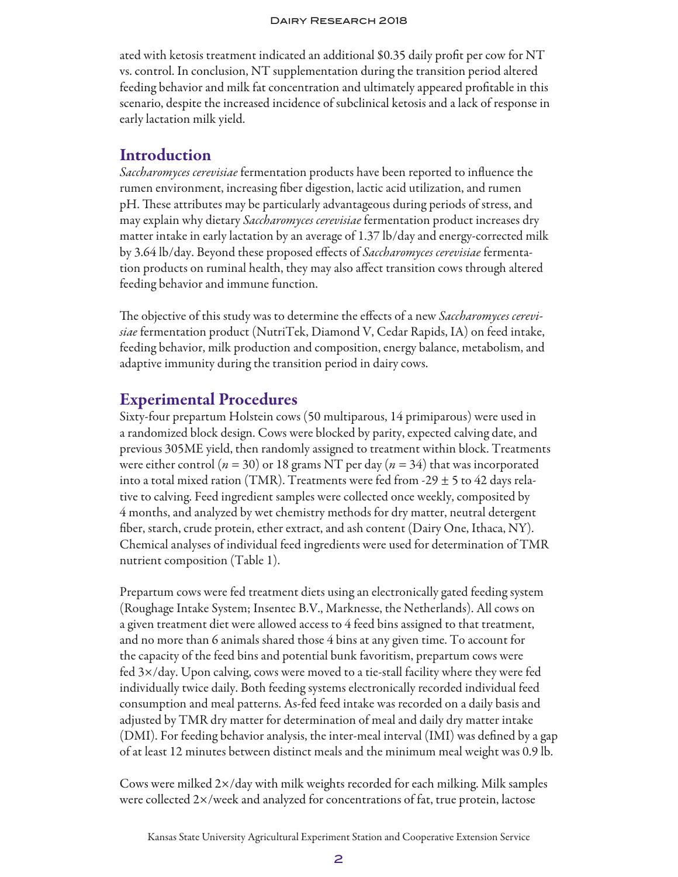ated with ketosis treatment indicated an additional $0.35 daily profit per cow for NT vs. control. In conclusion, NT supplementation during the transition period altered feeding behavior and milk fat concentration and ultimately appeared profitable in this scenario, despite the increased incidence of subclinical ketosis and a lack of response in early lactation milk yield.

## Introduction

*Saccharomyces cerevisiae* fermentation products have been reported to influence the rumen environment, increasing fiber digestion, lactic acid utilization, and rumen pH. These attributes may be particularly advantageous during periods of stress, and may explain why dietary *Saccharomyces cerevisiae* fermentation product increases dry matter intake in early lactation by an average of 1.37 lb/day and energy-corrected milk by 3.64 lb/day. Beyond these proposed effects of *Saccharomyces cerevisiae* fermentation products on ruminal health, they may also affect transition cows through altered feeding behavior and immune function.

The objective of this study was to determine the effects of a new *Saccharomyces cerevisiae* fermentation product (NutriTek, Diamond V, Cedar Rapids, IA) on feed intake, feeding behavior, milk production and composition, energy balance, metabolism, and adaptive immunity during the transition period in dairy cows.

## Experimental Procedures

Sixty-four prepartum Holstein cows (50 multiparous, 14 primiparous) were used in a randomized block design. Cows were blocked by parity, expected calving date, and previous 305ME yield, then randomly assigned to treatment within block. Treatments were either control ($n = 30$) or 18 grams NT per day ($n = 34$) that was incorporated into a total mixed ration (TMR). Treatments were fed from -29 ± 5 to 42 days relative to calving. Feed ingredient samples were collected once weekly, composited by 4 months, and analyzed by wet chemistry methods for dry matter, neutral detergent fiber, starch, crude protein, ether extract, and ash content (Dairy One, Ithaca, NY). Chemical analyses of individual feed ingredients were used for determination of TMR nutrient composition (Table 1).

Prepartum cows were fed treatment diets using an electronically gated feeding system (Roughage Intake System; Insentec B.V., Marknesse, the Netherlands). All cows on a given treatment diet were allowed access to 4 feed bins assigned to that treatment, and no more than 6 animals shared those 4 bins at any given time. To account for the capacity of the feed bins and potential bunk favoritism, prepartum cows were fed 3×/day. Upon calving, cows were moved to a tie-stall facility where they were fed individually twice daily. Both feeding systems electronically recorded individual feed consumption and meal patterns. As-fed feed intake was recorded on a daily basis and adjusted by TMR dry matter for determination of meal and daily dry matter intake (DMI). For feeding behavior analysis, the inter-meal interval (IMI) was defined by a gap of at least 12 minutes between distinct meals and the minimum meal weight was 0.9 lb.

Cows were milked 2×/day with milk weights recorded for each milking. Milk samples were collected 2×/week and analyzed for concentrations of fat, true protein, lactose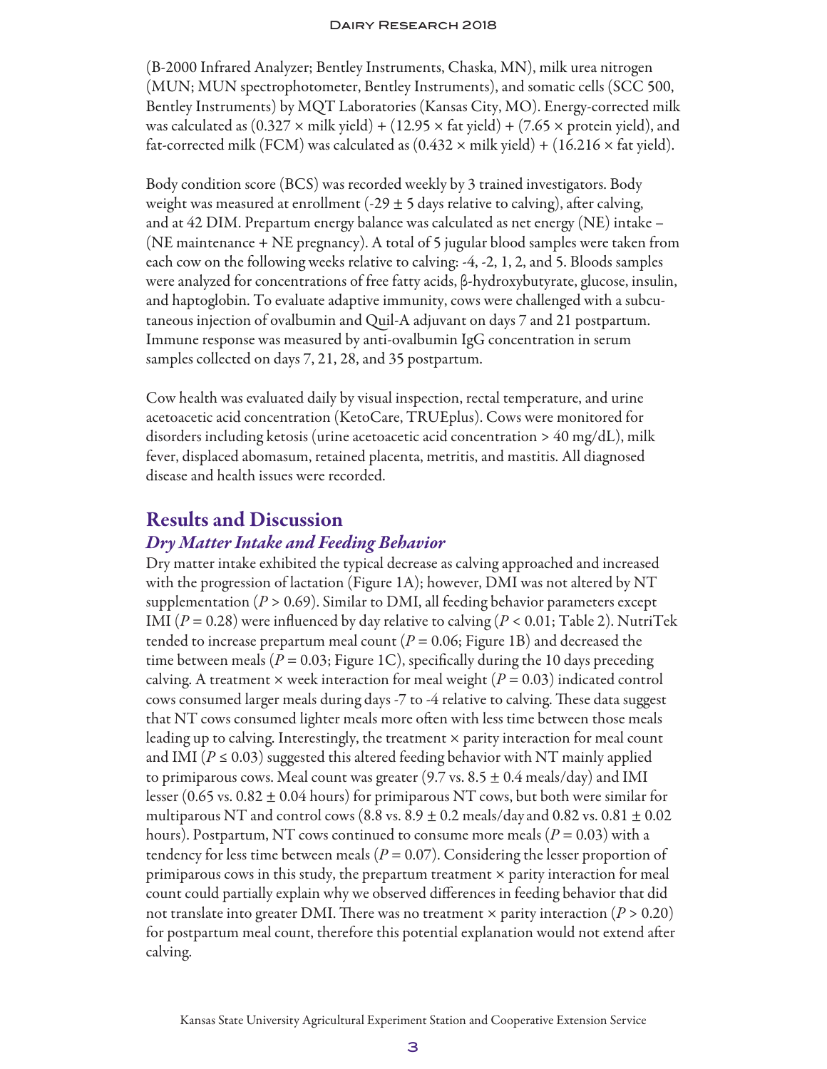(B-2000 Infrared Analyzer; Bentley Instruments, Chaska, MN), milk urea nitrogen (MUN; MUN spectrophotometer, Bentley Instruments), and somatic cells (SCC 500, Bentley Instruments) by MQT Laboratories (Kansas City, MO). Energy-corrected milk was calculated as $(0.327 \times \text{milk yield}) + (12.95 \times \text{fat yield}) + (7.65 \times \text{protein yield})$, and fat-corrected milk (FCM) was calculated as $(0.432 \times \text{milk yield}) + (16.216 \times \text{fat yield})$.

Body condition score (BCS) was recorded weekly by 3 trained investigators. Body weight was measured at enrollment ($-29 \pm 5$ days relative to calving), after calving, and at 42 DIM. Prepartum energy balance was calculated as net energy (NE) intake – (NE maintenance + NE pregnancy). A total of 5 jugular blood samples were taken from each cow on the following weeks relative to calving: -4, -2, 1, 2, and 5. Bloods samples were analyzed for concentrations of free fatty acids, β-hydroxybutyrate, glucose, insulin, and haptoglobin. To evaluate adaptive immunity, cows were challenged with a subcutaneous injection of ovalbumin and Quil-A adjuvant on days 7 and 21 postpartum. Immune response was measured by anti-ovalbumin IgG concentration in serum samples collected on days 7, 21, 28, and 35 postpartum.

Cow health was evaluated daily by visual inspection, rectal temperature, and urine acetoacetic acid concentration (KetoCare, TRUEplus). Cows were monitored for disorders including ketosis (urine acetoacetic acid concentration > 40 mg/dL), milk fever, displaced abomasum, retained placenta, metritis, and mastitis. All diagnosed disease and health issues were recorded.

## Results and Discussion

### *Dry Matter Intake and Feeding Behavior*

Dry matter intake exhibited the typical decrease as calving approached and increased with the progression of lactation (Figure 1A); however, DMI was not altered by NT supplementation ($P > 0.69$). Similar to DMI, all feeding behavior parameters except IMI ($P = 0.28$) were influenced by day relative to calving ($P < 0.01$; Table 2). NutriTek tended to increase prepartum meal count ($P = 0.06$; Figure 1B) and decreased the time between meals ($P = 0.03$; Figure 1C), specifically during the 10 days preceding calving. A treatment × week interaction for meal weight ($P = 0.03$) indicated control cows consumed larger meals during days -7 to -4 relative to calving. These data suggest that NT cows consumed lighter meals more often with less time between those meals leading up to calving. Interestingly, the treatment × parity interaction for meal count and IMI ($P \leq 0.03$) suggested this altered feeding behavior with NT mainly applied to primiparous cows. Meal count was greater (9.7 vs. $8.5 \pm 0.4$ meals/day) and IMI lesser (0.65 vs. $0.82 \pm 0.04$ hours) for primiparous NT cows, but both were similar for multiparous NT and control cows (8.8 vs. $8.9 \pm 0.2$ meals/day and 0.82 vs. $0.81 \pm 0.02$ hours). Postpartum, NT cows continued to consume more meals ($P = 0.03$) with a tendency for less time between meals ($P = 0.07$). Considering the lesser proportion of primiparous cows in this study, the prepartum treatment × parity interaction for meal count could partially explain why we observed differences in feeding behavior that did not translate into greater DMI. There was no treatment × parity interaction ($P > 0.20$) for postpartum meal count, therefore this potential explanation would not extend after calving.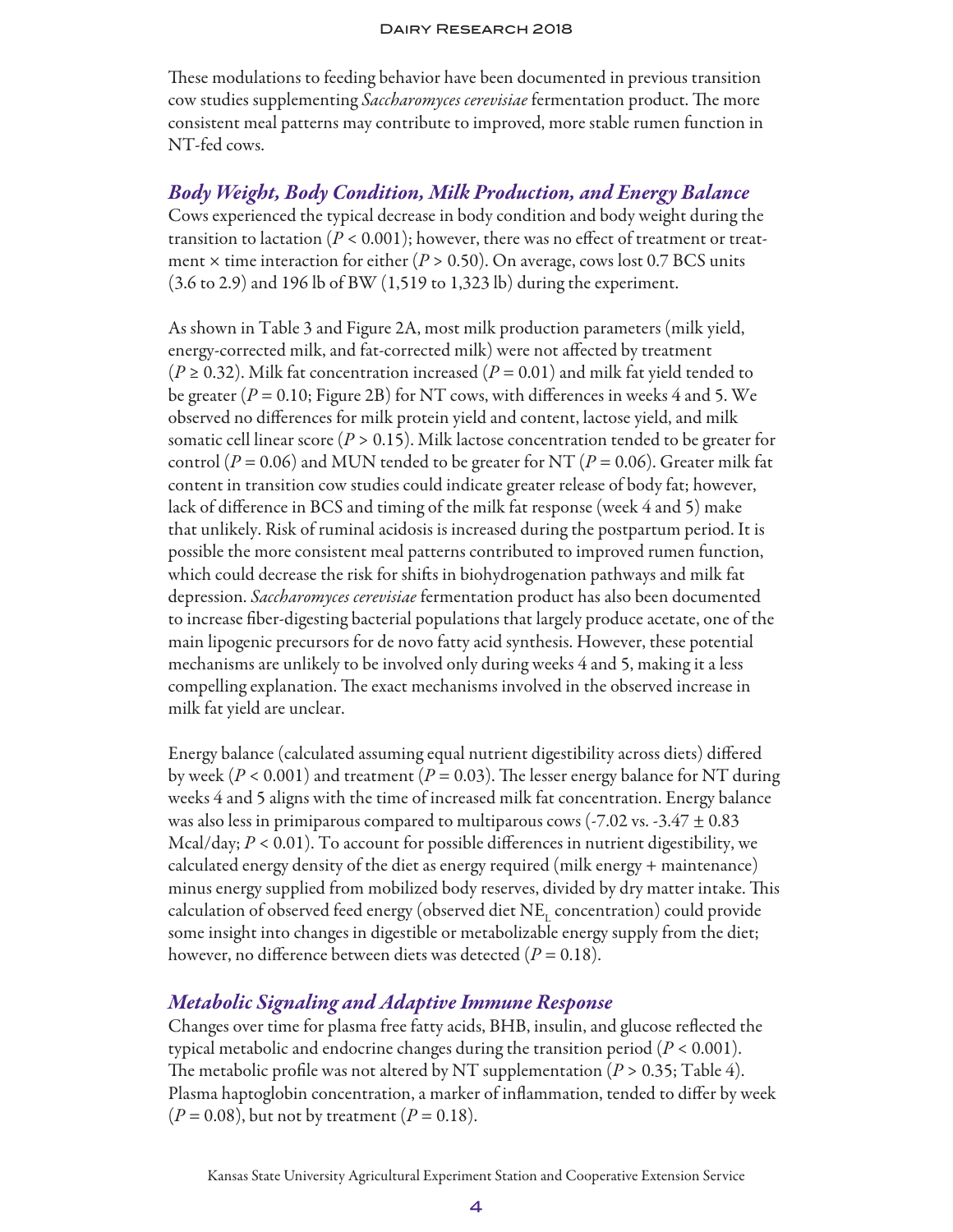These modulations to feeding behavior have been documented in previous transition cow studies supplementing *Saccharomyces cerevisiae* fermentation product. The more consistent meal patterns may contribute to improved, more stable rumen function in NT-fed cows.

## *Body Weight, Body Condition, Milk Production, and Energy Balance*

Cows experienced the typical decrease in body condition and body weight during the transition to lactation ($P < 0.001$); however, there was no effect of treatment or treatment × time interaction for either ($P > 0.50$). On average, cows lost 0.7 BCS units (3.6 to 2.9) and 196 lb of BW (1,519 to 1,323 lb) during the experiment.

As shown in Table 3 and Figure 2A, most milk production parameters (milk yield, energy-corrected milk, and fat-corrected milk) were not affected by treatment ($P \geq 0.32$). Milk fat concentration increased ($P = 0.01$) and milk fat yield tended to be greater ($P = 0.10$; Figure 2B) for NT cows, with differences in weeks 4 and 5. We observed no differences for milk protein yield and content, lactose yield, and milk somatic cell linear score ($P > 0.15$). Milk lactose concentration tended to be greater for control ($P = 0.06$) and MUN tended to be greater for NT ($P = 0.06$). Greater milk fat content in transition cow studies could indicate greater release of body fat; however, lack of difference in BCS and timing of the milk fat response (week 4 and 5) make that unlikely. Risk of ruminal acidosis is increased during the postpartum period. It is possible the more consistent meal patterns contributed to improved rumen function, which could decrease the risk for shifts in biohydrogenation pathways and milk fat depression. *Saccharomyces cerevisiae* fermentation product has also been documented to increase fiber-digesting bacterial populations that largely produce acetate, one of the main lipogenic precursors for de novo fatty acid synthesis. However, these potential mechanisms are unlikely to be involved only during weeks 4 and 5, making it a less compelling explanation. The exact mechanisms involved in the observed increase in milk fat yield are unclear.

Energy balance (calculated assuming equal nutrient digestibility across diets) differed by week ($P < 0.001$) and treatment ($P = 0.03$). The lesser energy balance for NT during weeks 4 and 5 aligns with the time of increased milk fat concentration. Energy balance was also less in primiparous compared to multiparous cows (-7.02 vs. -3.47 ± 0.83 Mcal/day; $P < 0.01$). To account for possible differences in nutrient digestibility, we calculated energy density of the diet as energy required (milk energy + maintenance) minus energy supplied from mobilized body reserves, divided by dry matter intake. This calculation of observed feed energy (observed diet $NE_L$ concentration) could provide some insight into changes in digestible or metabolizable energy supply from the diet; however, no difference between diets was detected ($P = 0.18$).

## *Metabolic Signaling and Adaptive Immune Response*

Changes over time for plasma free fatty acids, BHB, insulin, and glucose reflected the typical metabolic and endocrine changes during the transition period ($P < 0.001$). The metabolic profile was not altered by NT supplementation ($P > 0.35$; Table 4). Plasma haptoglobin concentration, a marker of inflammation, tended to differ by week ($P = 0.08$), but not by treatment ($P = 0.18$).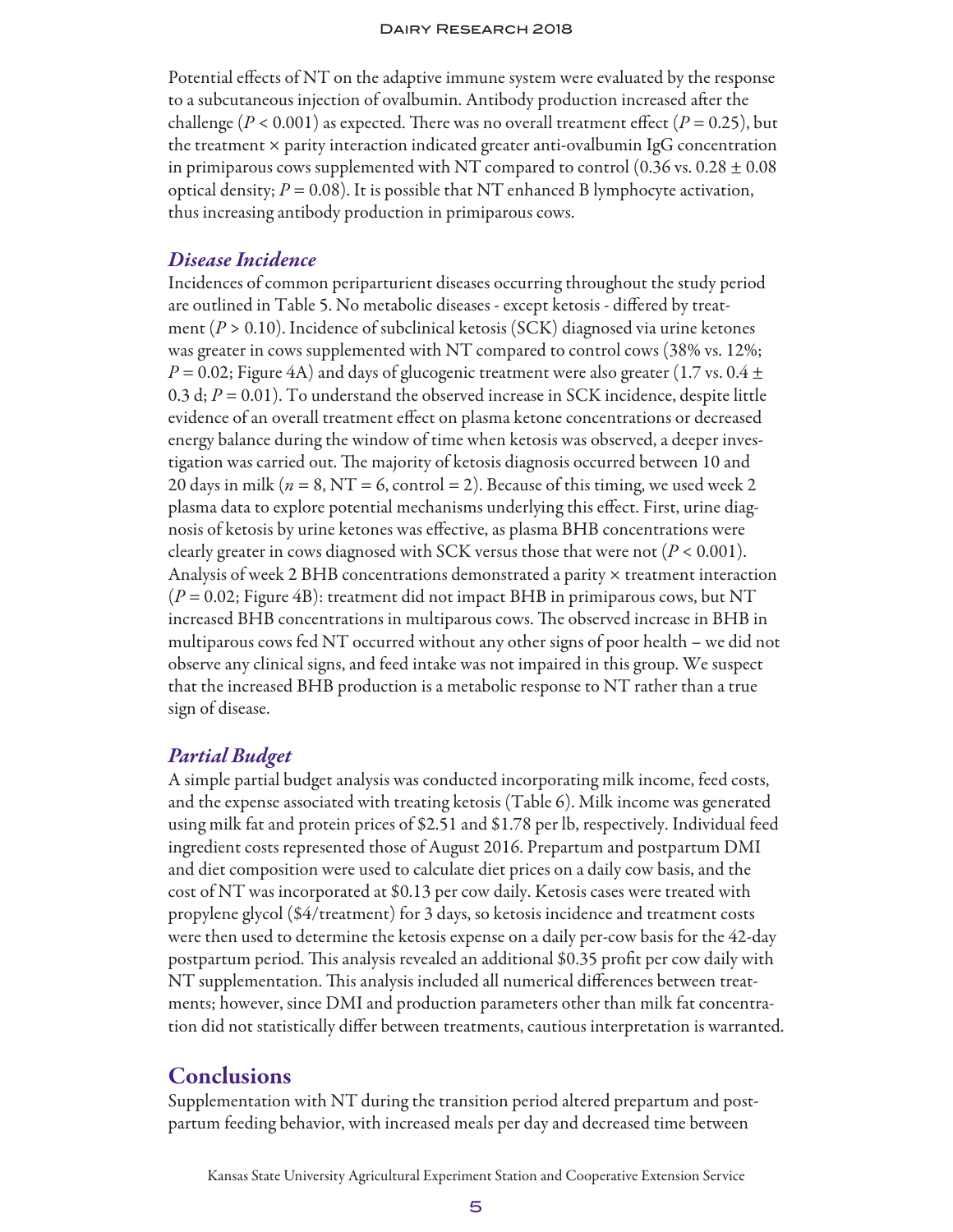Potential effects of NT on the adaptive immune system were evaluated by the response to a subcutaneous injection of ovalbumin. Antibody production increased after the challenge ($P < 0.001$) as expected. There was no overall treatment effect ($P = 0.25$), but the treatment × parity interaction indicated greater anti-ovalbumin IgG concentration in primiparous cows supplemented with NT compared to control ($0.36$ vs. $0.28 \pm 0.08$ optical density; $P = 0.08$). It is possible that NT enhanced B lymphocyte activation, thus increasing antibody production in primiparous cows.

### *Disease Incidence*

Incidences of common periparturient diseases occurring throughout the study period are outlined in Table 5. No metabolic diseases - except ketosis - differed by treatment ($P > 0.10$). Incidence of subclinical ketosis (SCK) diagnosed via urine ketones was greater in cows supplemented with NT compared to control cows (38% vs. 12%; $P = 0.02$; Figure 4A) and days of glucogenic treatment were also greater ($1.7$ vs. $0.4 \pm 0.3$ d; $P = 0.01$). To understand the observed increase in SCK incidence, despite little evidence of an overall treatment effect on plasma ketone concentrations or decreased energy balance during the window of time when ketosis was observed, a deeper investigation was carried out. The majority of ketosis diagnosis occurred between 10 and 20 days in milk ($n = 8$, NT = 6, control = 2). Because of this timing, we used week 2 plasma data to explore potential mechanisms underlying this effect. First, urine diagnosis of ketosis by urine ketones was effective, as plasma BHB concentrations were clearly greater in cows diagnosed with SCK versus those that were not ($P < 0.001$). Analysis of week 2 BHB concentrations demonstrated a parity × treatment interaction ($P = 0.02$; Figure 4B): treatment did not impact BHB in primiparous cows, but NT increased BHB concentrations in multiparous cows. The observed increase in BHB in multiparous cows fed NT occurred without any other signs of poor health – we did not observe any clinical signs, and feed intake was not impaired in this group. We suspect that the increased BHB production is a metabolic response to NT rather than a true sign of disease.

### *Partial Budget*

A simple partial budget analysis was conducted incorporating milk income, feed costs, and the expense associated with treating ketosis (Table 6). Milk income was generated using milk fat and protein prices of \$2.51 and \$1.78 per lb, respectively. Individual feed ingredient costs represented those of August 2016. Prepartum and postpartum DMI and diet composition were used to calculate diet prices on a daily cow basis, and the cost of NT was incorporated at \$0.13 per cow daily. Ketosis cases were treated with propylene glycol (\$4/treatment) for 3 days, so ketosis incidence and treatment costs were then used to determine the ketosis expense on a daily per-cow basis for the 42-day postpartum period. This analysis revealed an additional \$0.35 profit per cow daily with NT supplementation. This analysis included all numerical differences between treatments; however, since DMI and production parameters other than milk fat concentration did not statistically differ between treatments, cautious interpretation is warranted.

## Conclusions

Supplementation with NT during the transition period altered prepartum and postpartum feeding behavior, with increased meals per day and decreased time between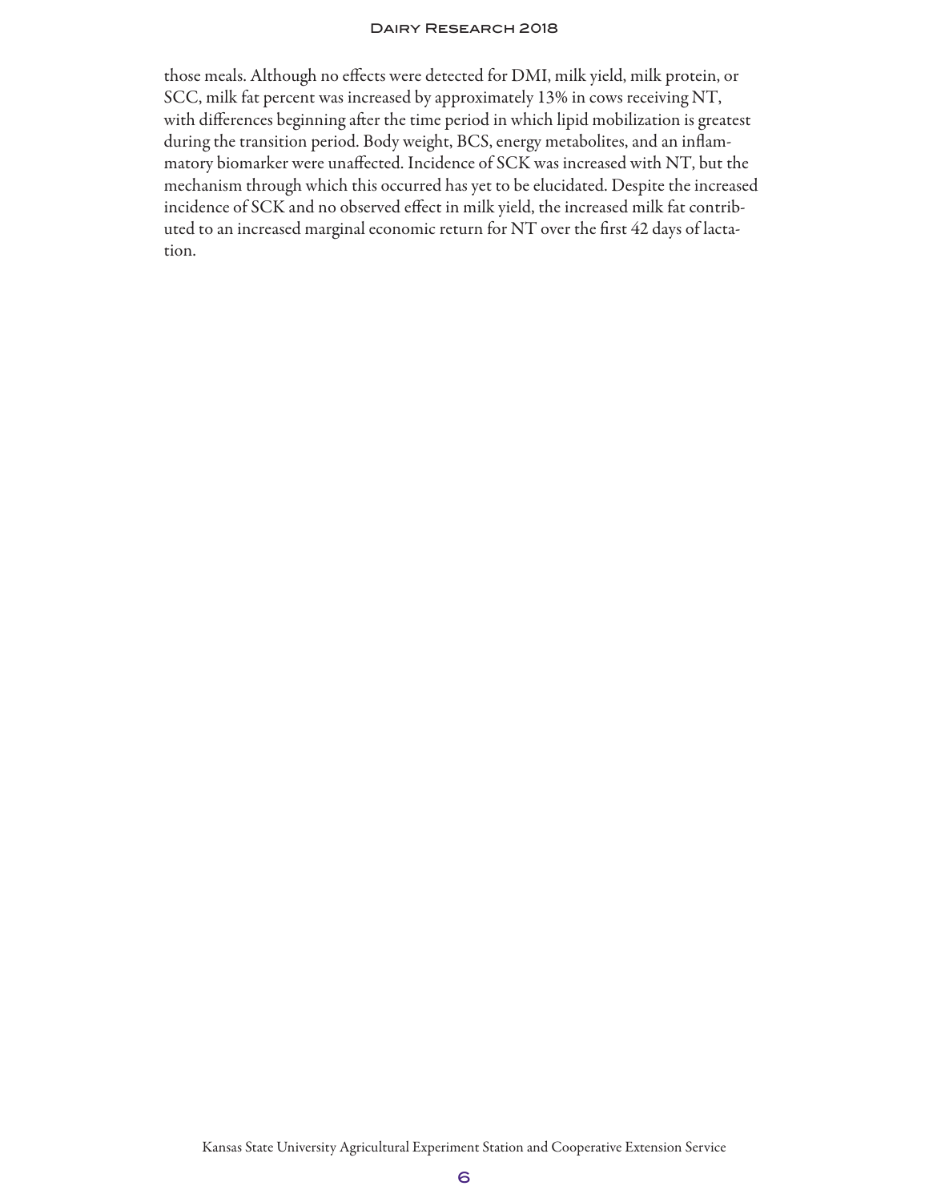those meals. Although no effects were detected for DMI, milk yield, milk protein, or SCC, milk fat percent was increased by approximately 13% in cows receiving NT, with differences beginning after the time period in which lipid mobilization is greatest during the transition period. Body weight, BCS, energy metabolites, and an inflammatory biomarker were unaffected. Incidence of SCK was increased with NT, but the mechanism through which this occurred has yet to be elucidated. Despite the increased incidence of SCK and no observed effect in milk yield, the increased milk fat contributed to an increased marginal economic return for NT over the first 42 days of lactation.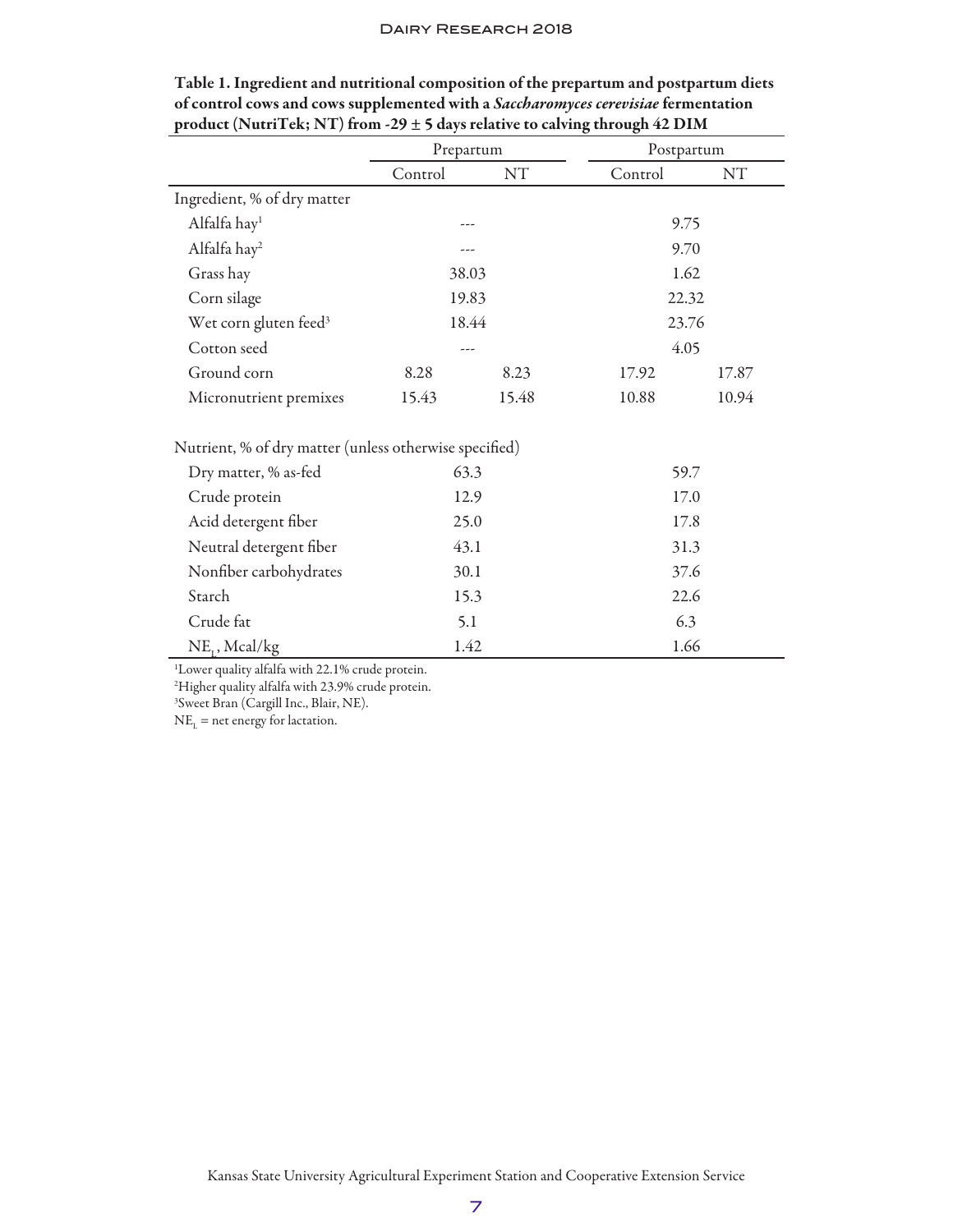**Table 1. Ingredient and nutritional composition of the prepartum and postpartum diets of control cows and cows supplemented with a *Saccharomyces cerevisiae* fermentation product (NutriTek; NT) from -29 ± 5 days relative to calving through 42 DIM**

| | Prepartum | | Postpartum | |
|---|---|---|---|---|
| | Control | NT | Control | NT |
| Ingredient, % of dry matter | | | | |
| Alfalfa hay[1] | --- | | 9.75 | |
| Alfalfa hay[2] | --- | | 9.70 | |
| Grass hay | 38.03 | | 1.62 | |
| Corn silage | 19.83 | | 22.32 | |
| Wet corn gluten feed[3] | 18.44 | | 23.76 | |
| Cotton seed | --- | | 4.05 | |
| Ground corn | 8.28 | 8.23 | 17.92 | 17.87 |
| Micronutrient premixes | 15.43 | 15.48 | 10.88 | 10.94 |
| | | | | |
| Nutrient, % of dry matter (unless otherwise specified) | | | | |
| Dry matter, % as-fed | 63.3 | | 59.7 | |
| Crude protein | 12.9 | | 17.0 | |
| Acid detergent fiber | 25.0 | | 17.8 | |
| Neutral detergent fiber | 43.1 | | 31.3 | |
| Nonfiber carbohydrates | 30.1 | | 37.6 | |
| Starch | 15.3 | | 22.6 | |
| Crude fat | 5.1 | | 6.3 | |
| $NE_L$, Mcal/kg | 1.42 | | 1.66 | |

[1]Lower quality alfalfa with 22.1% crude protein.
[2]Higher quality alfalfa with 23.9% crude protein.
[3]Sweet Bran (Cargill Inc., Blair, NE).
$NE_L$ = net energy for lactation.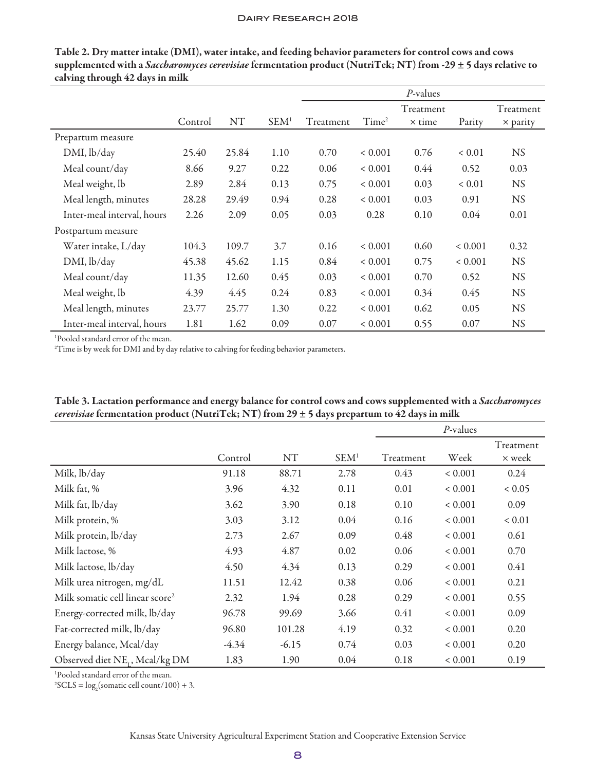**Table 2. Dry matter intake (DMI), water intake, and feeding behavior parameters for control cows and cows supplemented with a *Saccharomyces cerevisiae* fermentation product (NutriTek; NT) from -29 ± 5 days relative to calving through 42 days in milk**

| | | | | *P*-values | | | | |
|---|---|---|---|---|---|---|---|---|
| | Control | NT | SEM[1] | Treatment | Time[2] | Treatment × time | Parity | Treatment × parity |
| Prepartum measure | | | | | | | | |
| DMI, lb/day | 25.40 | 25.84 | 1.10 | 0.70 | < 0.001 | 0.76 | < 0.01 | NS |
| Meal count/day | 8.66 | 9.27 | 0.22 | 0.06 | < 0.001 | 0.44 | 0.52 | 0.03 |
| Meal weight, lb | 2.89 | 2.84 | 0.13 | 0.75 | < 0.001 | 0.03 | < 0.01 | NS |
| Meal length, minutes | 28.28 | 29.49 | 0.94 | 0.28 | < 0.001 | 0.03 | 0.91 | NS |
| Inter-meal interval, hours | 2.26 | 2.09 | 0.05 | 0.03 | 0.28 | 0.10 | 0.04 | 0.01 |
| Postpartum measure | | | | | | | | |
| Water intake, L/day | 104.3 | 109.7 | 3.7 | 0.16 | < 0.001 | 0.60 | < 0.001 | 0.32 |
| DMI, lb/day | 45.38 | 45.62 | 1.15 | 0.84 | < 0.001 | 0.75 | < 0.001 | NS |
| Meal count/day | 11.35 | 12.60 | 0.45 | 0.03 | < 0.001 | 0.70 | 0.52 | NS |
| Meal weight, lb | 4.39 | 4.45 | 0.24 | 0.83 | < 0.001 | 0.34 | 0.45 | NS |
| Meal length, minutes | 23.77 | 25.77 | 1.30 | 0.22 | < 0.001 | 0.62 | 0.05 | NS |
| Inter-meal interval, hours | 1.81 | 1.62 | 0.09 | 0.07 | < 0.001 | 0.55 | 0.07 | NS |

[1]Pooled standard error of the mean.
[2]Time is by week for DMI and by day relative to calving for feeding behavior parameters.

**Table 3. Lactation performance and energy balance for control cows and cows supplemented with a *Saccharomyces cerevisiae* fermentation product (NutriTek; NT) from 29 ± 5 days prepartum to 42 days in milk**

| | | | | *P*-values | | |
|---|---|---|---|---|---|---|
| | Control | NT | SEM[1] | Treatment | Week | Treatment × week |
| Milk, lb/day | 91.18 | 88.71 | 2.78 | 0.43 | < 0.001 | 0.24 |
| Milk fat, % | 3.96 | 4.32 | 0.11 | 0.01 | < 0.001 | < 0.05 |
| Milk fat, lb/day | 3.62 | 3.90 | 0.18 | 0.10 | < 0.001 | 0.09 |
| Milk protein, % | 3.03 | 3.12 | 0.04 | 0.16 | < 0.001 | < 0.01 |
| Milk protein, lb/day | 2.73 | 2.67 | 0.09 | 0.48 | < 0.001 | 0.61 |
| Milk lactose, % | 4.93 | 4.87 | 0.02 | 0.06 | < 0.001 | 0.70 |
| Milk lactose, lb/day | 4.50 | 4.34 | 0.13 | 0.29 | < 0.001 | 0.41 |
| Milk urea nitrogen, mg/dL | 11.51 | 12.42 | 0.38 | 0.06 | < 0.001 | 0.21 |
| Milk somatic cell linear score[2] | 2.32 | 1.94 | 0.28 | 0.29 | < 0.001 | 0.55 |
| Energy-corrected milk, lb/day | 96.78 | 99.69 | 3.66 | 0.41 | < 0.001 | 0.09 |
| Fat-corrected milk, lb/day | 96.80 | 101.28 | 4.19 | 0.32 | < 0.001 | 0.20 |
| Energy balance, Mcal/day | -4.34 | -6.15 | 0.74 | 0.03 | < 0.001 | 0.20 |
| Observed diet $NE_L$, Mcal/kg DM | 1.83 | 1.90 | 0.04 | 0.18 | < 0.001 | 0.19 |

[1]Pooled standard error of the mean.
[2]$SCLS = \log_2(\text{somatic cell count}/100) + 3$.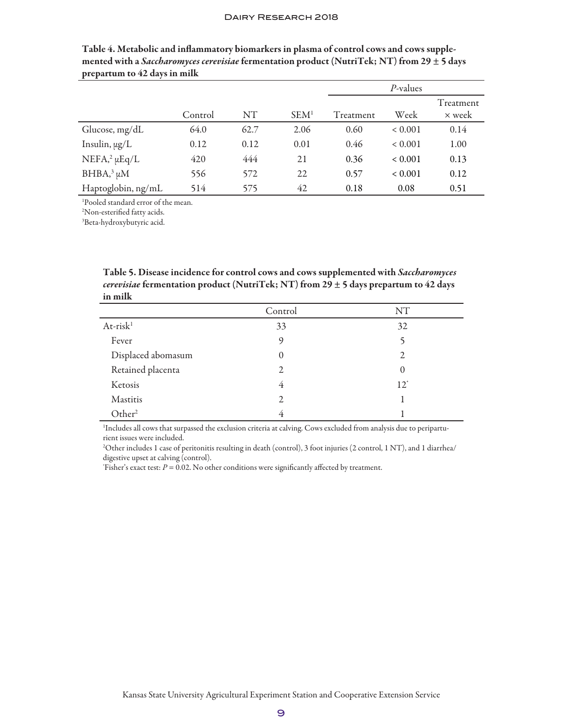**Table 4. Metabolic and inflammatory biomarkers in plasma of control cows and cows supplemented with a *Saccharomyces cerevisiae* fermentation product (NutriTek; NT) from 29 ± 5 days prepartum to 42 days in milk**

| | | | | *P*-values | | |
|---|---|---|---|---|---|---|
| | Control | NT | SEM[1] | Treatment | Week | Treatment × week |
| Glucose, mg/dL | 64.0 | 62.7 | 2.06 | 0.60 | < 0.001 | 0.14 |
| Insulin, μg/L | 0.12 | 0.12 | 0.01 | 0.46 | < 0.001 | 1.00 |
| NEFA,[2] μEq/L | 420 | 444 | 21 | 0.36 | < 0.001 | 0.13 |
| BHBA,[3] μM | 556 | 572 | 22 | 0.57 | < 0.001 | 0.12 |
| Haptoglobin, ng/mL | 514 | 575 | 42 | 0.18 | 0.08 | 0.51 |

[1]Pooled standard error of the mean.
[2]Non-esterified fatty acids.
[3]Beta-hydroxybutyric acid.

**Table 5. Disease incidence for control cows and cows supplemented with *Saccharomyces cerevisiae* fermentation product (NutriTek; NT) from 29 ± 5 days prepartum to 42 days in milk**

| | Control | NT |
|---|---|---|
| At-risk[1] | 33 | 32 |
| Fever | 9 | 5 |
| Displaced abomasum | 0 | 2 |
| Retained placenta | 2 | 0 |
| Ketosis | 4 | 12* |
| Mastitis | 2 | 1 |
| Other[2] | 4 | 1 |

[1]Includes all cows that surpassed the exclusion criteria at calving. Cows excluded from analysis due to periparturient issues were included.
[2]Other includes 1 case of peritonitis resulting in death (control), 3 foot injuries (2 control, 1 NT), and 1 diarrhea/digestive upset at calving (control).
*Fisher's exact test: $P = 0.02$. No other conditions were significantly affected by treatment.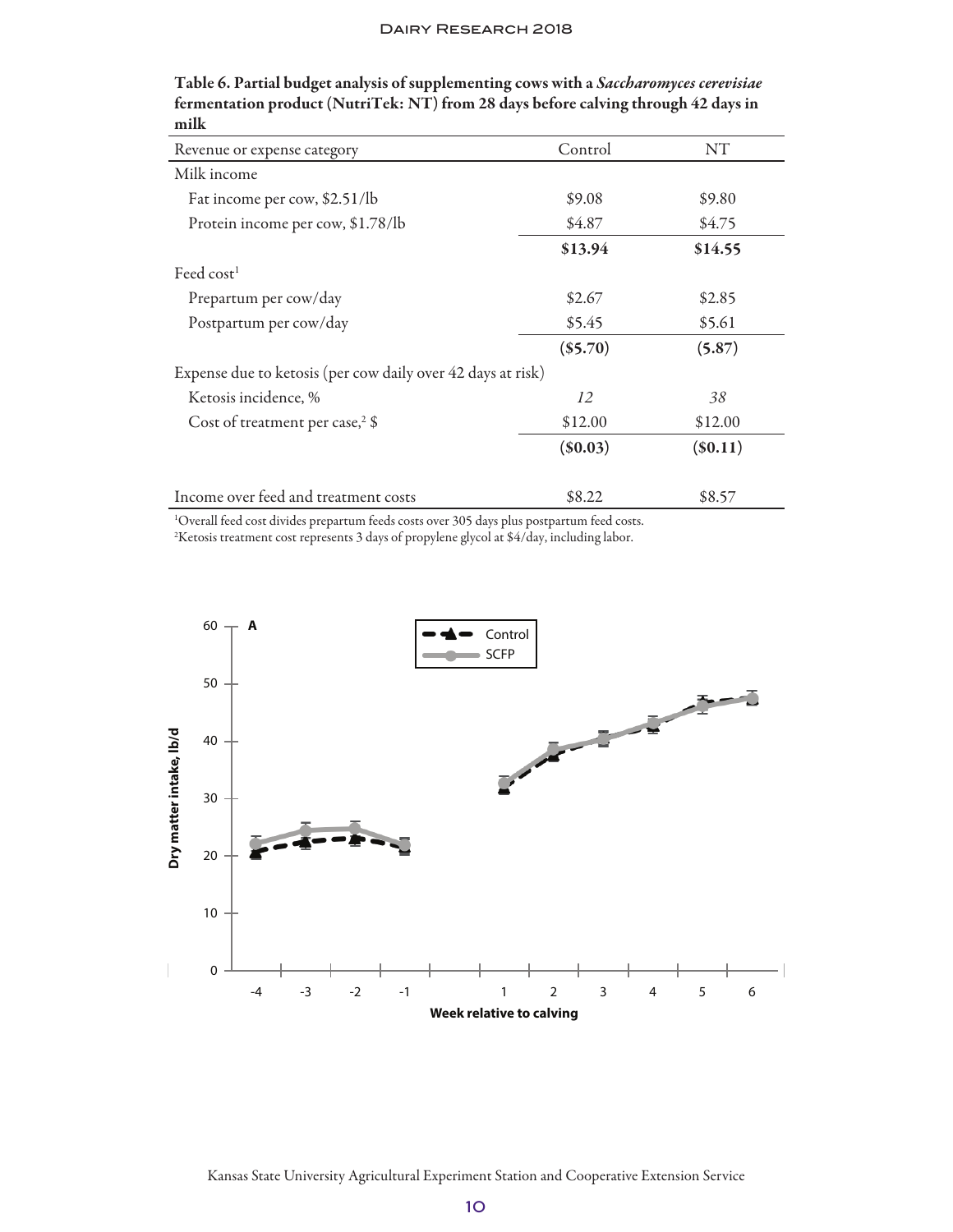Table 6. Partial budget analysis of supplementing cows with a *Saccharomyces cerevisiae* fermentation product (NutriTek: NT) from 28 days before calving through 42 days in milk

| Revenue or expense category | Control | NT |
|---|---|---|
| Milk income | | |
| Fat income per cow, \$2.51/lb | \$9.08 | \$9.80 |
| Protein income per cow, \$1.78/lb | \$4.87 | \$4.75 |
| | **\$13.94** | **\$14.55** |
| Feed cost[1] | | |
| Prepartum per cow/day | \$2.67 | \$2.85 |
| Postpartum per cow/day | \$5.45 | \$5.61 |
| | **(\$5.70)** | **(5.87)** |
| Expense due to ketosis (per cow daily over 42 days at risk) | | |
| Ketosis incidence, % | *12* | *38* |
| Cost of treatment per case,[2] \$ | \$12.00 | \$12.00 |
| | **(\$0.03)** | **(\$0.11)** |
| Income over feed and treatment costs | \$8.22 | \$8.57 |

[1]Overall feed cost divides prepartum feeds costs over 305 days plus postpartum feed costs.
[2]Ketosis treatment cost represents 3 days of propylene glycol at \$4/day, including labor.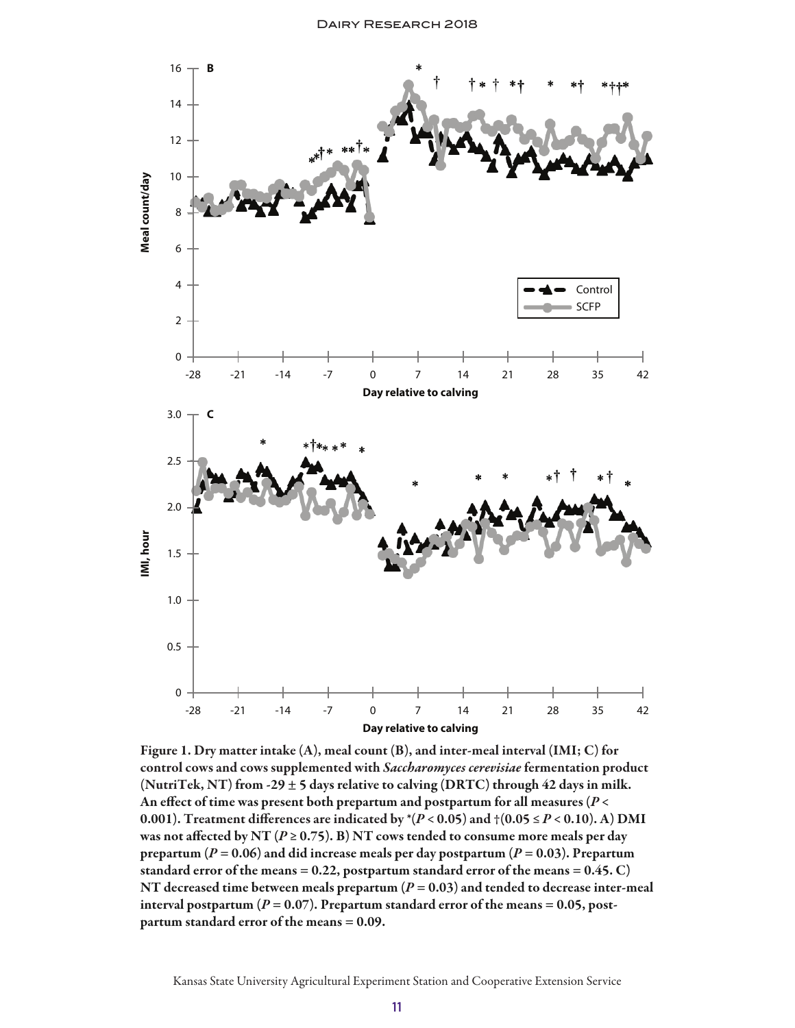Figure 1. Dry matter intake (A), meal count (B), and inter-meal interval (IMI; C) for control cows and cows supplemented with *Saccharomyces cerevisiae* fermentation product (NutriTek, NT) from -29 ± 5 days relative to calving (DRTC) through 42 days in milk. An effect of time was present both prepartum and postpartum for all measures ($P < 0.001$). Treatment differences are indicated by *($P < 0.05$) and †($0.05 \leq P < 0.10$). A) DMI was not affected by NT ($P \geq 0.75$). B) NT cows tended to consume more meals per day prepartum ($P = 0.06$) and did increase meals per day postpartum ($P = 0.03$). Prepartum standard error of the means = 0.22, postpartum standard error of the means = 0.45. C) NT decreased time between meals prepartum ($P = 0.03$) and tended to decrease inter-meal interval postpartum ($P = 0.07$). Prepartum standard error of the means = 0.05, postpartum standard error of the means = 0.09.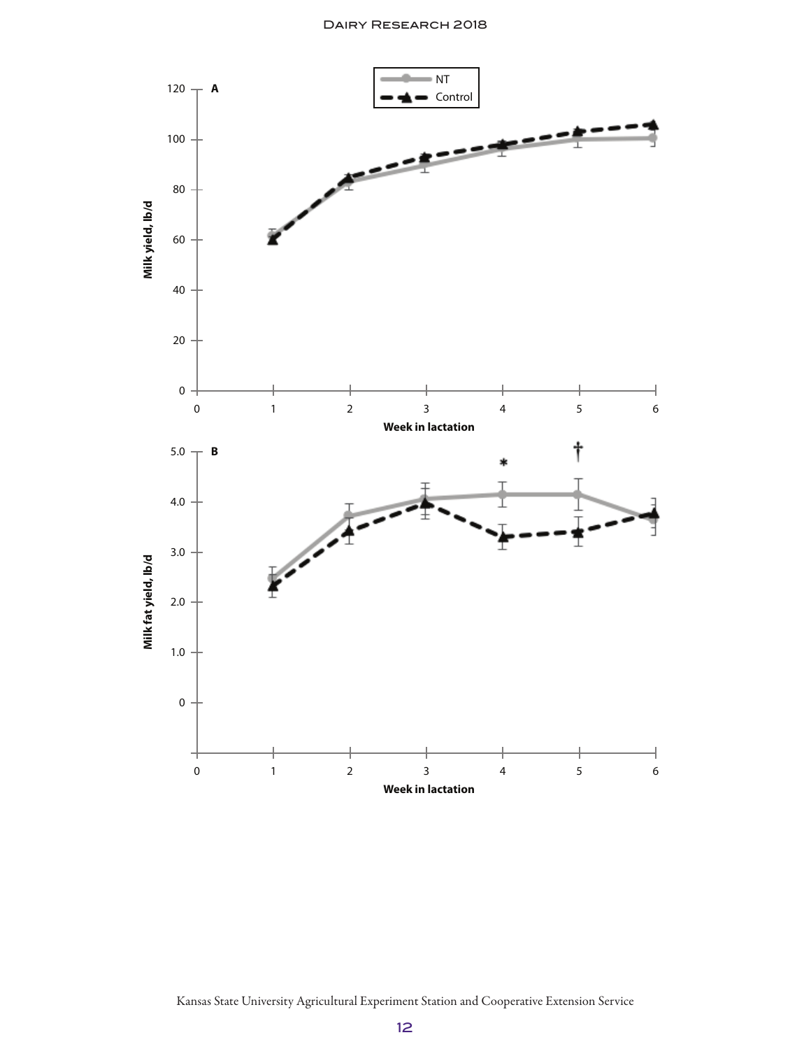**A**

NT
Control

Milk yield, lb/d

Week in lactation

**B**

Milk fat yield, lb/d

Week in lactation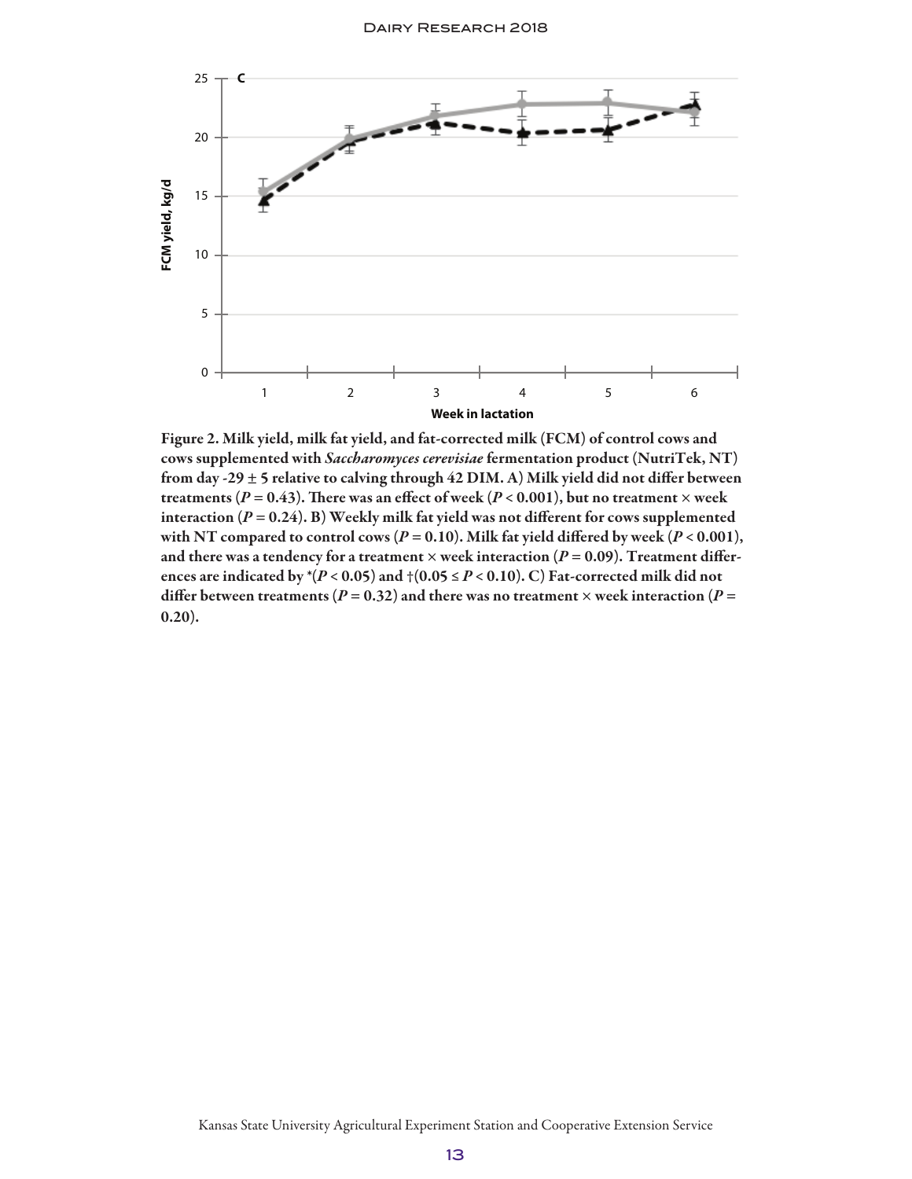Figure 2. Milk yield, milk fat yield, and fat-corrected milk (FCM) of control cows and cows supplemented with *Saccharomyces cerevisiae* fermentation product (NutriTek, NT) from day -29 ± 5 relative to calving through 42 DIM. A) Milk yield did not differ between treatments ($P = 0.43$). There was an effect of week ($P < 0.001$), but no treatment × week interaction ($P = 0.24$). B) Weekly milk fat yield was not different for cows supplemented with NT compared to control cows ($P = 0.10$). Milk fat yield differed by week ($P < 0.001$), and there was a tendency for a treatment × week interaction ($P = 0.09$). Treatment differences are indicated by *($P < 0.05$) and †($0.05 \le P < 0.10$). C) Fat-corrected milk did not differ between treatments ($P = 0.32$) and there was no treatment × week interaction ($P = 0.20$).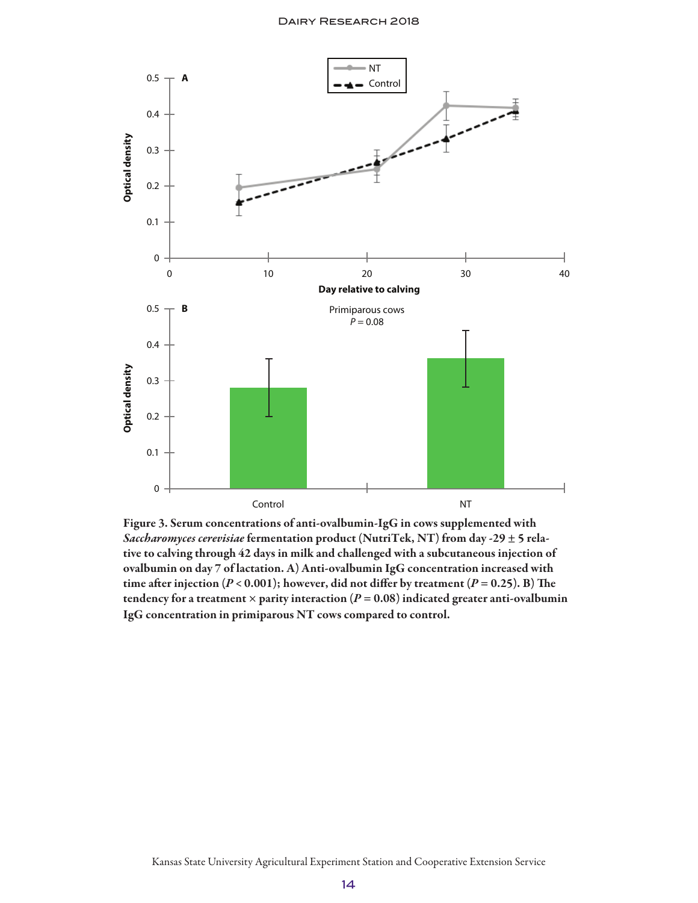**Figure 3. Serum concentrations of anti-ovalbumin-IgG in cows supplemented with *Saccharomyces cerevisiae* fermentation product (NutriTek, NT) from day -29 ± 5 relative to calving through 42 days in milk and challenged with a subcutaneous injection of ovalbumin on day 7 of lactation. A) Anti-ovalbumin IgG concentration increased with time after injection ($P < 0.001$); however, did not differ by treatment ($P = 0.25$). B) The tendency for a treatment × parity interaction ($P = 0.08$) indicated greater anti-ovalbumin IgG concentration in primiparous NT cows compared to control.**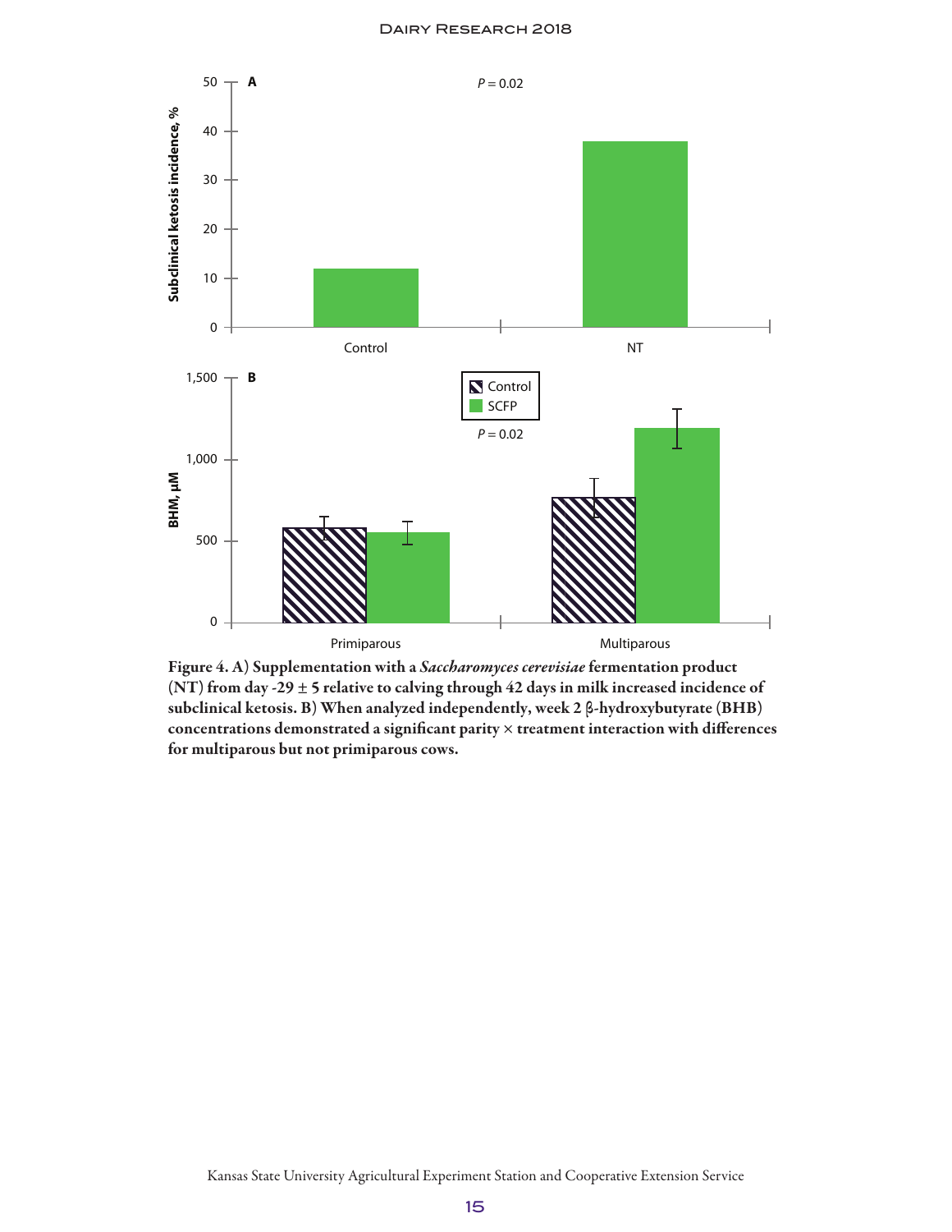A

50
40
30
20
10
0

Subclinical ketosis incidence, %

P = 0.02

Control
NT

B

1,500
1,000
500
0

BHM, µM

Control
SCFP

P = 0.02

Primiparous
Multiparous

**Figure 4. A) Supplementation with a *Saccharomyces cerevisiae* fermentation product (NT) from day -29 ± 5 relative to calving through 42 days in milk increased incidence of subclinical ketosis. B) When analyzed independently, week 2 β-hydroxybutyrate (BHB) concentrations demonstrated a significant parity × treatment interaction with differences for multiparous but not primiparous cows.**